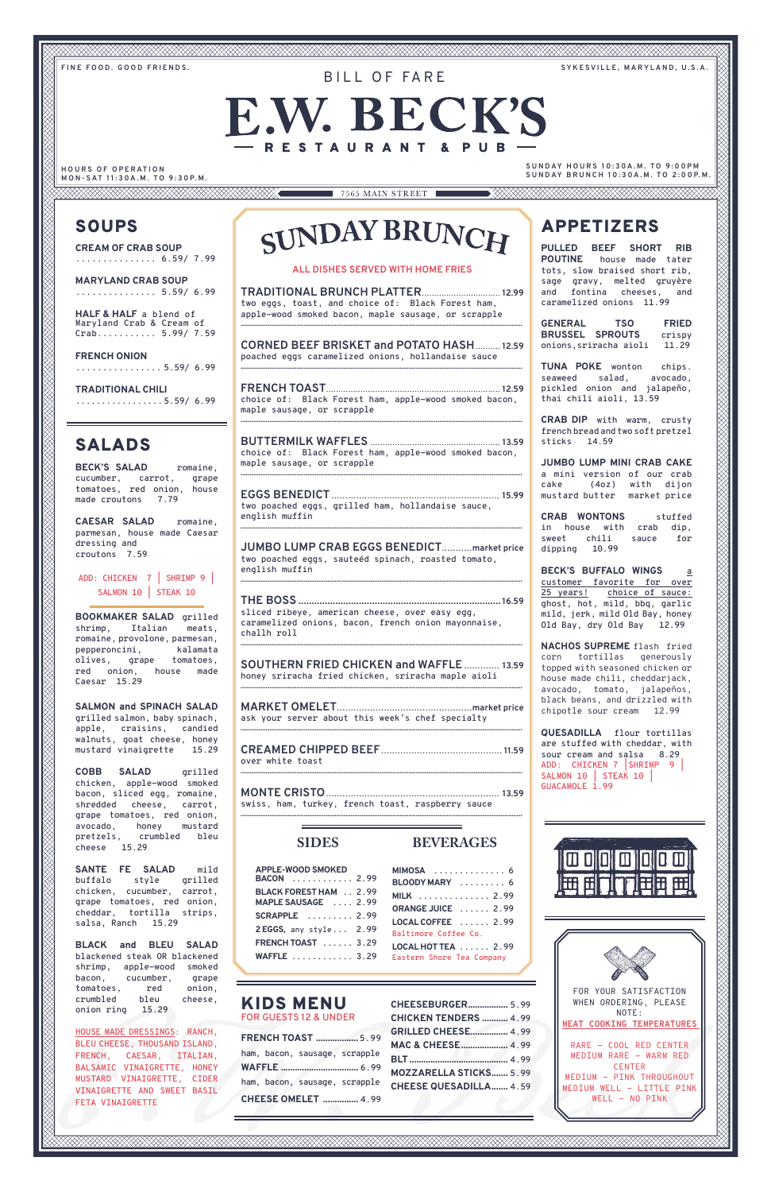FINE FOOD. GOOD FRIENDS.

SYKESVILLE, MARYLAND, U.S.A.

BILL OF FARE

# E.W. BECK'S

RESTAURANT & PUB

HOURS OF OPERATION
MON-SAT 11:30A.M. TO 9:30P.M.

SUNDAY HOURS 10:30A.M. TO 9:00PM
SUNDAY BRUNCH 10:30A.M. TO 2:00P.M.

7565 MAIN STREET

## SOUPS

**CREAM OF CRAB SOUP** ............... 6.59/ 7.99

**MARYLAND CRAB SOUP** ............... 5.59/ 6.99

**HALF & HALF** a blend of Maryland Crab & Cream of Crab........... 5.99/ 7.59

**FRENCH ONION** ................ 5.59/ 6.99

**TRADITIONAL CHILI** ................. 5.59/ 6.99

## SALADS

**BECK'S SALAD** romaine, cucumber, carrot, grape tomatoes, red onion, house made croutons 7.79

**CAESAR SALAD** romaine, parmesan, house made Caesar dressing and croutons 7.59

ADD: CHICKEN 7 | SHRIMP 9 | SALMON 10 | STEAK 10

**BOOKMAKER SALAD** grilled shrimp, Italian meats, romaine, provolone, parmesan, pepperoncini, kalamata olives, grape tomatoes, red onion, house made Caesar 15.29

**SALMON and SPINACH SALAD** grilled salmon, baby spinach, apple, craisins, candied walnuts, goat cheese, honey mustard vinaigrette 15.29

**COBB SALAD** grilled chicken, apple-wood smoked bacon, sliced egg, romaine, shredded cheese, carrot, grape tomatoes, red onion, avocado, honey mustard pretzels, crumbled bleu cheese 15.29

**SANTE FE SALAD** mild buffalo style grilled chicken, cucumber, carrot, grape tomatoes, red onion, cheddar, tortilla strips, salsa, Ranch 15.29

**BLACK and BLEU SALAD** blackened steak OR blackened shrimp, apple-wood smoked bacon, cucumber, grape tomatoes, red onion, crumbled bleu cheese, onion ring 15.29

HOUSE MADE DRESSINGS: RANCH, BLEU CHEESE, THOUSAND ISLAND, FRENCH, CAESAR, ITALIAN, BALSAMIC VINAIGRETTE, HONEY MUSTARD VINAIGRETTE, CIDER VINAIGRETTE AND SWEET BASIL FETA VINAIGRETTE

## SUNDAY BRUNCH

ALL DISHES SERVED WITH HOME FRIES

**TRADITIONAL BRUNCH PLATTER** ........ 12.99
two eggs, toast, and choice of: Black Forest ham, apple-wood smoked bacon, maple sausage, or scrapple

**CORNED BEEF BRISKET and POTATO HASH** ........ 12.59
poached eggs caramelized onions, hollandaise sauce

**FRENCH TOAST** ........ 12.59
choice of: Black Forest ham, apple-wood smoked bacon, maple sausage, or scrapple

**BUTTERMILK WAFFLES** ........ 13.59
choice of: Black Forest ham, apple-wood smoked bacon, maple sausage, or scrapple

**EGGS BENEDICT** ........ 15.99
two poached eggs, grilled ham, hollandaise sauce, english muffin

**JUMBO LUMP CRAB EGGS BENEDICT** ........ market price
two poached eggs, sauteéd spinach, roasted tomato, english muffin

**THE BOSS** ........ 16.59
sliced ribeye, american cheese, over easy egg, caramelized onions, bacon, french onion mayonnaise, challh roll

**SOUTHERN FRIED CHICKEN and WAFFLE** ........ 13.59
honey sriracha fried chicken, sriracha maple aioli

**MARKET OMELET** ........ market price
ask your server about this week's chef specialty

**CREAMED CHIPPED BEEF** ........ 11.59
over white toast

**MONTE CRISTO** ........ 13.59
swiss, ham, turkey, french toast, raspberry sauce

### SIDES

- APPLE-WOOD SMOKED BACON ........ 2.99
- BLACK FOREST HAM ........ 2.99
- MAPLE SAUSAGE ........ 2.99
- SCRAPPLE ........ 2.99
- 2 EGGS, any style ........ 2.99
- FRENCH TOAST ........ 3.29
- WAFFLE ........ 3.29

### BEVERAGES

- MIMOSA ........ 6
- BLOODY MARY ........ 6
- MILK ........ 2.99
- ORANGE JUICE ........ 2.99
- LOCAL COFFEE ........ 2.99
  Baltimore Coffee Co.
- LOCAL HOT TEA ........ 2.99
  Eastern Shore Tea Company

## KIDS MENU

FOR GUESTS 12 & UNDER

**FRENCH TOAST** ........ 5.99
ham, bacon, sausage, scrapple

**WAFFLE** ........ 6.99
ham, bacon, sausage, scrapple

**CHEESE OMELET** ........ 4.99

**CHEESEBURGER** ........ 5.99

**CHICKEN TENDERS** ........ 4.99

**GRILLED CHEESE** ........ 4.99

**MAC & CHEESE** ........ 4.99

**BLT** ........ 4.99

**MOZZARELLA STICKS** ........ 5.99

**CHEESE QUESADILLA** ........ 4.59

## APPETIZERS

**PULLED BEEF SHORT RIB POUTINE** house made tater tots, slow braised short rib, sage gravy, melted gruyère and fontina cheeses, and caramelized onions 11.99

**GENERAL TSO FRIED BRUSSEL SPROUTS** crispy onions, sriracha aioli 11.29

**TUNA POKE** wonton chips. seaweed salad, avocado, pickled onion and jalapeño, thai chili aioli, 13.59

**CRAB DIP** with warm, crusty french bread and two soft pretzel sticks 14.59

**JUMBO LUMP MINI CRAB CAKE** a mini version of our crab cake (4oz) with dijon mustard butter market price

**CRAB WONTONS** stuffed in house with crab dip, sweet chili sauce for dipping 10.99

**BECK'S BUFFALO WINGS** a customer favorite for over 25 years! choice of sauce: ghost, hot, mild, bbq, garlic mild, jerk, mild Old Bay, honey Old Bay, dry Old Bay 12.99

**NACHOS SUPREME** flash fried corn tortillas generously topped with seasoned chicken or house made chili, cheddarjack, avocado, tomato, jalapeños, black beans, and drizzled with chipotle sour cream 12.99

**QUESADILLA** flour tortillas are stuffed with cheddar, with sour cream and salsa 8.29
ADD: CHICKEN 7 | SHRIMP 9 | SALMON 10 | STEAK 10 | GUACAMOLE 1.99

FOR YOUR SATISFACTION WHEN ORDERING, PLEASE NOTE:

MEAT COOKING TEMPERATURES

RARE – COOL RED CENTER
MEDIUM RARE – WARM RED CENTER
MEDIUM – PINK THROUGHOUT
MEDIUM WELL – LITTLE PINK
WELL – NO PINK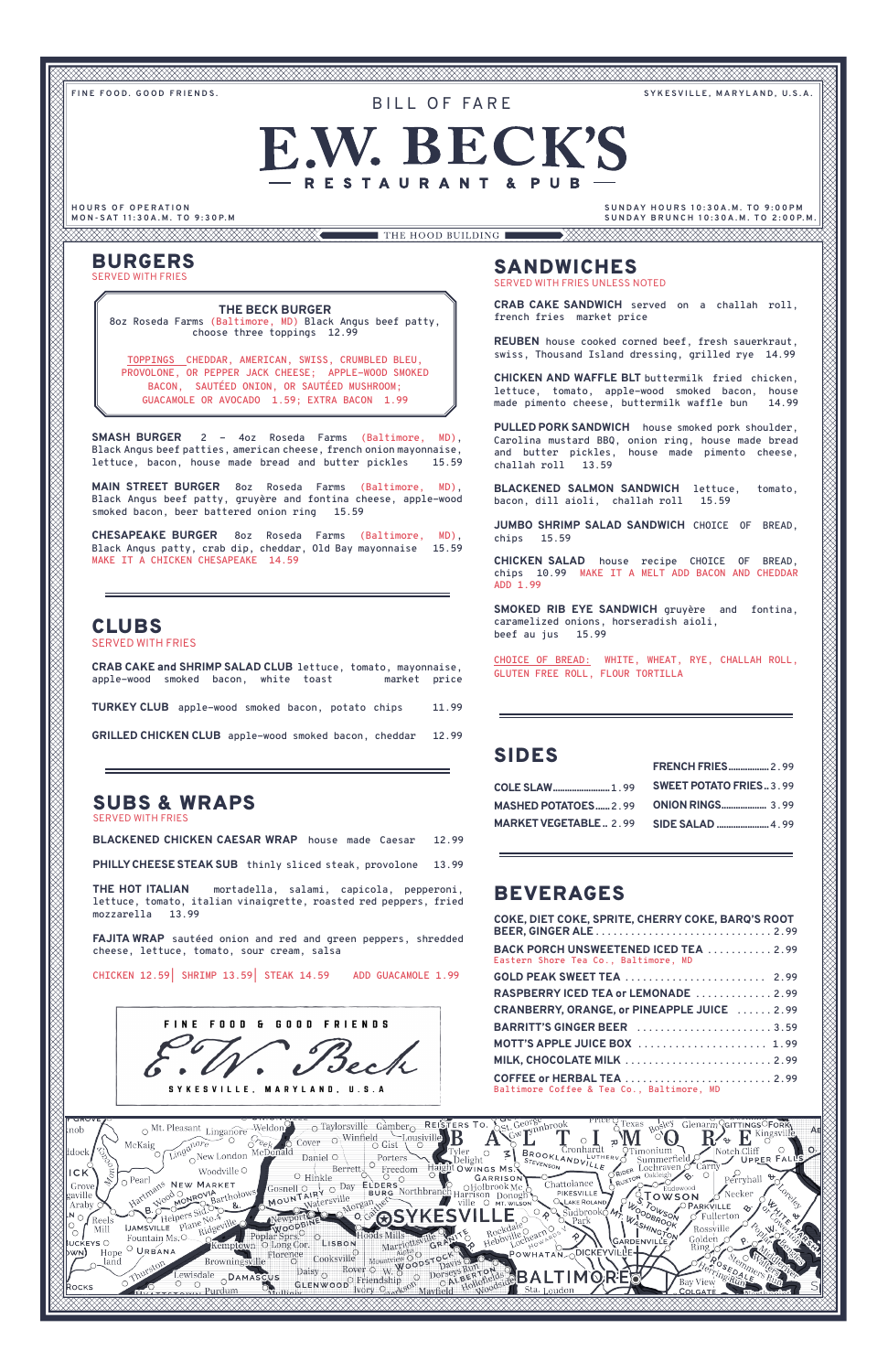FINE FOOD. GOOD FRIENDS.

SYKESVILLE, MARYLAND, U.S.A.

BILL OF FARE

# E.W. BECK'S

RESTAURANT & PUB

HOURS OF OPERATION
MON-SAT 11:30A.M. TO 9:30P.M

SUNDAY HOURS 10:30A.M. TO 9:00PM
SUNDAY BRUNCH 10:30A.M. TO 2:00P.M.

THE HOOD BUILDING

## BURGERS
SERVED WITH FRIES

**THE BECK BURGER**
8oz Roseda Farms (Baltimore, MD) Black Angus beef patty, choose three toppings 12.99

TOPPINGS CHEDDAR, AMERICAN, SWISS, CRUMBLED BLEU, PROVOLONE, OR PEPPER JACK CHEESE; APPLE-WOOD SMOKED BACON, SAUTÉED ONION, OR SAUTÉED MUSHROOM; GUACAMOLE OR AVOCADO 1.59; EXTRA BACON 1.99

**SMASH BURGER** 2 - 4oz Roseda Farms (Baltimore, MD), Black Angus beef patties, american cheese, french onion mayonnaise, lettuce, bacon, house made bread and butter pickles 15.99

**MAIN STREET BURGER** 8oz Roseda Farms (Baltimore, MD), Black Angus beef patty, gruyère and fontina cheese, apple-wood smoked bacon, beer battered onion ring 15.59

**CHESAPEAKE BURGER** 8oz Roseda Farms (Baltimore, MD), Black Angus patty, crab dip, cheddar, Old Bay mayonnaise 15.59
MAKE IT A CHICKEN CHESAPEAKE 14.59

## CLUBS
SERVED WITH FRIES

**CRAB CAKE and SHRIMP SALAD CLUB** lettuce, tomato, mayonnaise, apple-wood smoked bacon, white toast market price

**TURKEY CLUB** apple-wood smoked bacon, potato chips 11.99

**GRILLED CHICKEN CLUB** apple-wood smoked bacon, cheddar 12.99

## SUBS & WRAPS
SERVED WITH FRIES

**BLACKENED CHICKEN CAESAR WRAP** house made Caesar 12.99

**PHILLY CHEESE STEAK SUB** thinly sliced steak, provolone 13.99

**THE HOT ITALIAN** mortadella, salami, capicola, pepperoni, lettuce, tomato, italian vinaigrette, roasted red peppers, fried mozzarella 13.99

**FAJITA WRAP** sautéed onion and red and green peppers, shredded cheese, lettuce, tomato, sour cream, salsa

CHICKEN 12.59 | SHRIMP 13.59 | STEAK 14.59 ADD GUACAMOLE 1.99

FINE FOOD & GOOD FRIENDS
E.W. Beck
SYKESVILLE, MARYLAND, U.S.A

## SANDWICHES
SERVED WITH FRIES UNLESS NOTED

**CRAB CAKE SANDWICH** served on a challah roll, french fries market price

**REUBEN** house cooked corned beef, fresh sauerkraut, swiss, Thousand Island dressing, grilled rye 14.99

**CHICKEN AND WAFFLE BLT** buttermilk fried chicken, lettuce, tomato, apple-wood smoked bacon, house made pimento cheese, buttermilk waffle bun 14.99

**PULLED PORK SANDWICH** house smoked pork shoulder, Carolina mustard BBQ, onion ring, house made bread and butter pickles, house made pimento cheese, challah roll 13.59

**BLACKENED SALMON SANDWICH** lettuce, tomato, bacon, dill aioli, challah roll 15.59

**JUMBO SHRIMP SALAD SANDWICH** CHOICE OF BREAD, chips 15.59

**CHICKEN SALAD** house recipe CHOICE OF BREAD, chips 10.99 MAKE IT A MELT ADD BACON AND CHEDDAR ADD 1.99

**SMOKED RIB EYE SANDWICH** gruyère and fontina, caramelized onions, horseradish aioli, beef au jus 15.99

CHOICE OF BREAD: WHITE, WHEAT, RYE, CHALLAH ROLL, GLUTEN FREE ROLL, FLOUR TORTILLA

## SIDES

| | | | |
|---|---|---|---|
| COLE SLAW | 1.99 | FRENCH FRIES | 2.99 |
| MASHED POTATOES | 2.99 | SWEET POTATO FRIES | 3.99 |
| MARKET VEGETABLE | 2.99 | ONION RINGS | 3.99 |
| | | SIDE SALAD | 4.99 |

## BEVERAGES

**COKE, DIET COKE, SPRITE, CHERRY COKE, BARQ'S ROOT BEER, GINGER ALE** ... 2.99

**BACK PORCH UNSWEETENED ICED TEA** ... 2.99
Eastern Shore Tea Co., Baltimore, MD

**GOLD PEAK SWEET TEA** ... 2.99

**RASPBERRY ICED TEA or LEMONADE** ... 2.99

**CRANBERRY, ORANGE, or PINEAPPLE JUICE** ... 2.99

**BARRITT'S GINGER BEER** ... 3.59

**MOTT'S APPLE JUICE BOX** ... 1.99

**MILK, CHOCOLATE MILK** ... 2.99

**COFFEE or HERBAL TEA** ... 2.99
Baltimore Coffee & Tea Co., Baltimore, MD